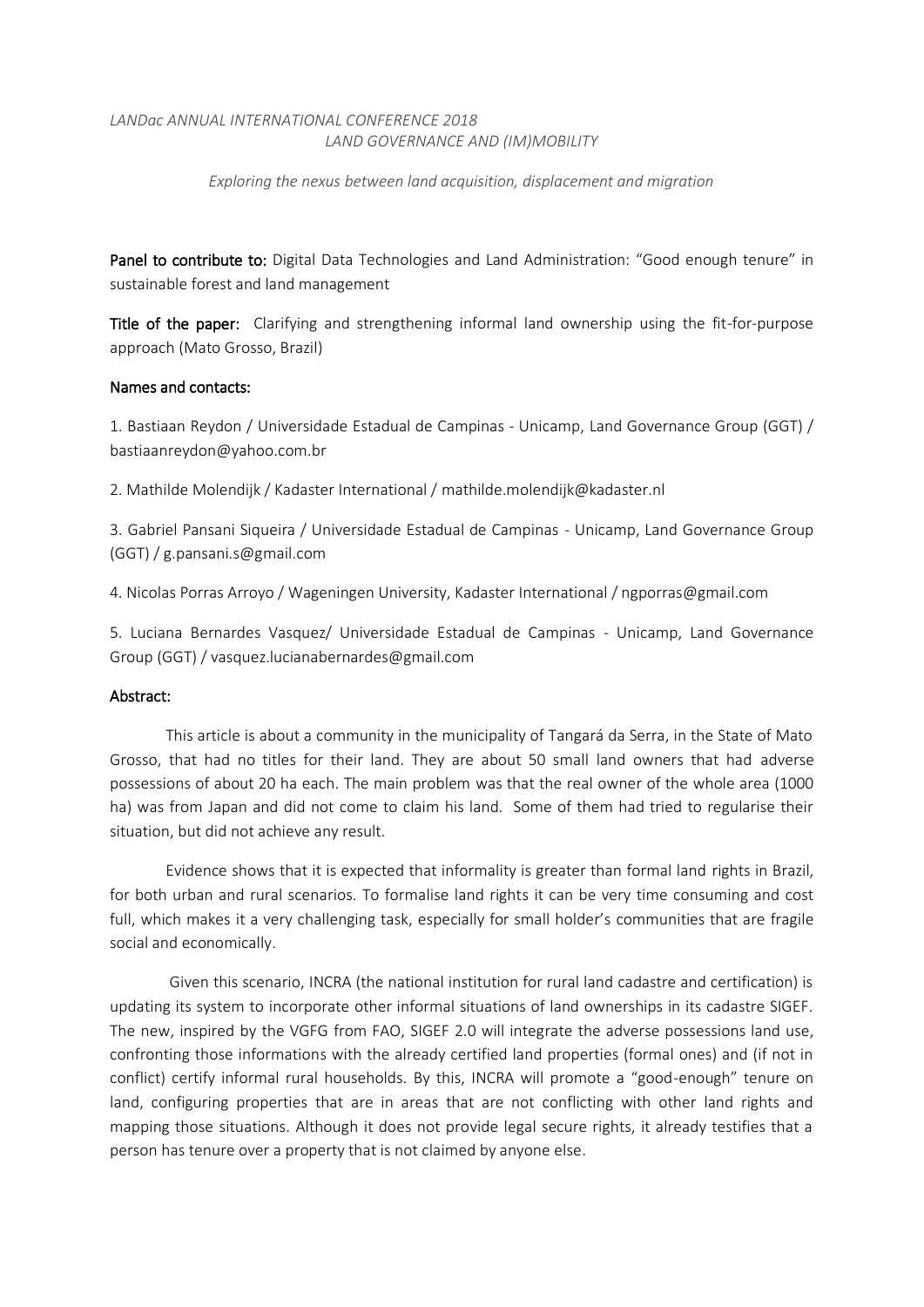*LANDac ANNUAL INTERNATIONAL CONFERENCE 2018*
*LAND GOVERNANCE AND (IM)MOBILITY*

*Exploring the nexus between land acquisition, displacement and migration*

**Panel to contribute to:** Digital Data Technologies and Land Administration: "Good enough tenure" in sustainable forest and land management

**Title of the paper:** Clarifying and strengthening informal land ownership using the fit-for-purpose approach (Mato Grosso, Brazil)

**Names and contacts:**

1. Bastiaan Reydon / Universidade Estadual de Campinas - Unicamp, Land Governance Group (GGT) / bastiaanreydon@yahoo.com.br

2. Mathilde Molendijk / Kadaster International / mathilde.molendijk@kadaster.nl

3. Gabriel Pansani Siqueira / Universidade Estadual de Campinas - Unicamp, Land Governance Group (GGT) / g.pansani.s@gmail.com

4. Nicolas Porras Arroyo / Wageningen University, Kadaster International / ngporras@gmail.com

5. Luciana Bernardes Vasquez/ Universidade Estadual de Campinas - Unicamp, Land Governance Group (GGT) / vasquez.lucianabernardes@gmail.com

**Abstract:**

This article is about a community in the municipality of Tangará da Serra, in the State of Mato Grosso, that had no titles for their land. They are about 50 small land owners that had adverse possessions of about 20 ha each. The main problem was that the real owner of the whole area (1000 ha) was from Japan and did not come to claim his land. Some of them had tried to regularise their situation, but did not achieve any result.

Evidence shows that it is expected that informality is greater than formal land rights in Brazil, for both urban and rural scenarios. To formalise land rights it can be very time consuming and cost full, which makes it a very challenging task, especially for small holder's communities that are fragile social and economically.

Given this scenario, INCRA (the national institution for rural land cadastre and certification) is updating its system to incorporate other informal situations of land ownerships in its cadastre SIGEF. The new, inspired by the VGFG from FAO, SIGEF 2.0 will integrate the adverse possessions land use, confronting those informations with the already certified land properties (formal ones) and (if not in conflict) certify informal rural households. By this, INCRA will promote a "good-enough" tenure on land, configuring properties that are in areas that are not conflicting with other land rights and mapping those situations. Although it does not provide legal secure rights, it already testifies that a person has tenure over a property that is not claimed by anyone else.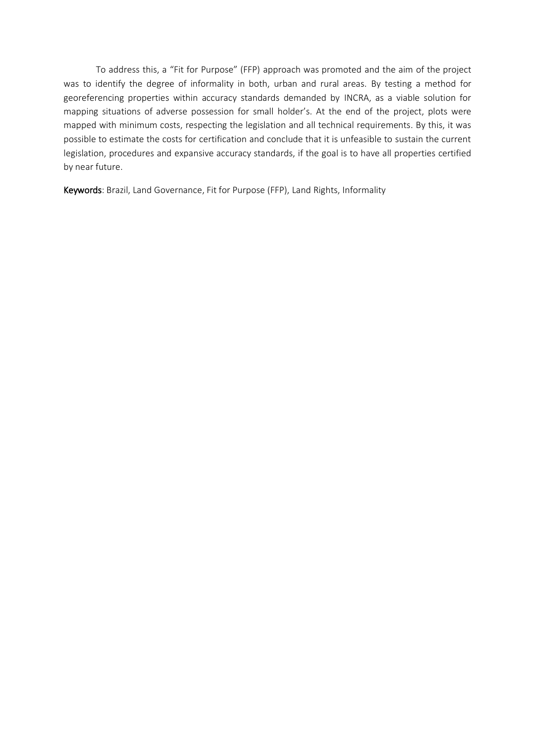To address this, a "Fit for Purpose" (FFP) approach was promoted and the aim of the project was to identify the degree of informality in both, urban and rural areas. By testing a method for georeferencing properties within accuracy standards demanded by INCRA, as a viable solution for mapping situations of adverse possession for small holder's. At the end of the project, plots were mapped with minimum costs, respecting the legislation and all technical requirements. By this, it was possible to estimate the costs for certification and conclude that it is unfeasible to sustain the current legislation, procedures and expansive accuracy standards, if the goal is to have all properties certified by near future.

**Keywords**: Brazil, Land Governance, Fit for Purpose (FFP), Land Rights, Informality